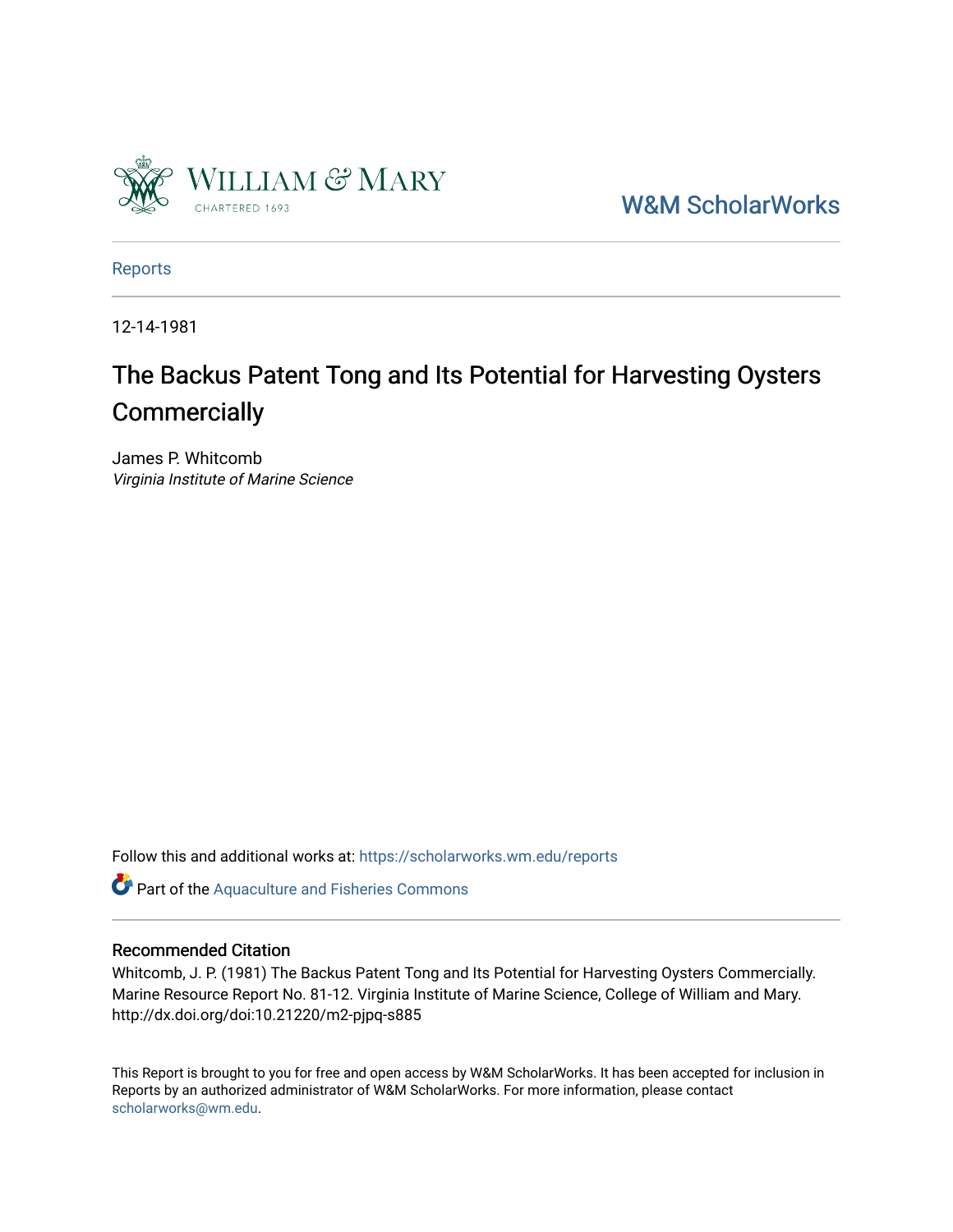William & Mary
CHARTERED 1693

W&M ScholarWorks

Reports

12-14-1981

# The Backus Patent Tong and Its Potential for Harvesting Oysters Commercially

James P. Whitcomb
*Virginia Institute of Marine Science*

Follow this and additional works at: https://scholarworks.wm.edu/reports

Part of the Aquaculture and Fisheries Commons

## Recommended Citation

Whitcomb, J. P. (1981) The Backus Patent Tong and Its Potential for Harvesting Oysters Commercially. Marine Resource Report No. 81-12. Virginia Institute of Marine Science, College of William and Mary. http://dx.doi.org/doi:10.21220/m2-pjpq-s885

This Report is brought to you for free and open access by W&M ScholarWorks. It has been accepted for inclusion in Reports by an authorized administrator of W&M ScholarWorks. For more information, please contact scholarworks@wm.edu.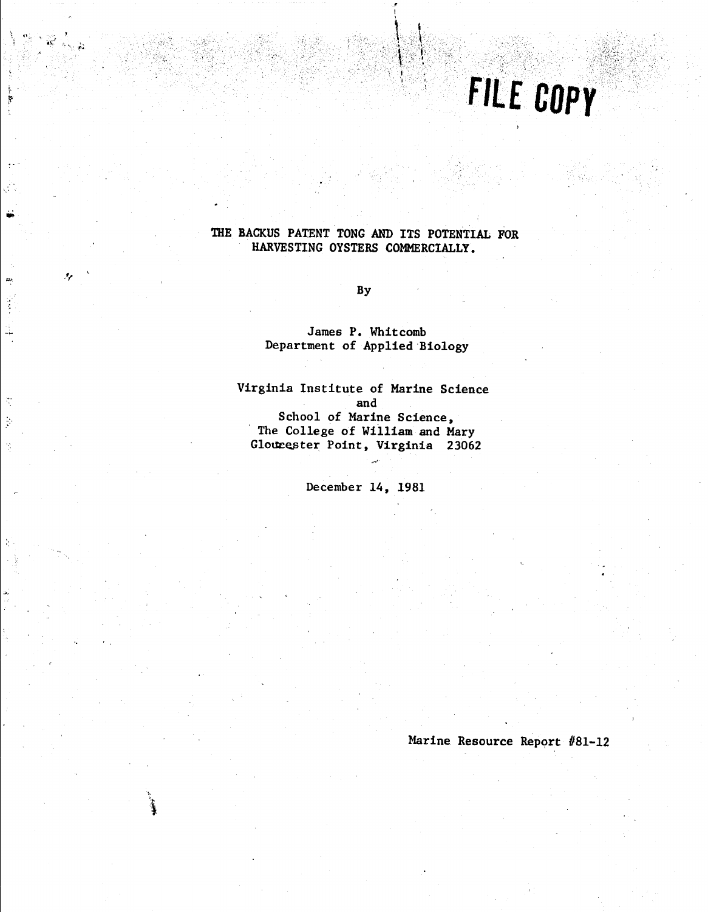FILE COPY

# THE BACKUS PATENT TONG AND ITS POTENTIAL FOR HARVESTING OYSTERS COMMERCIALLY.

By

James P. Whitcomb
Department of Applied Biology

Virginia Institute of Marine Science
and
School of Marine Science,
The College of William and Mary
Gloucester Point, Virginia 23062

December 14, 1981

Marine Resource Report #81-12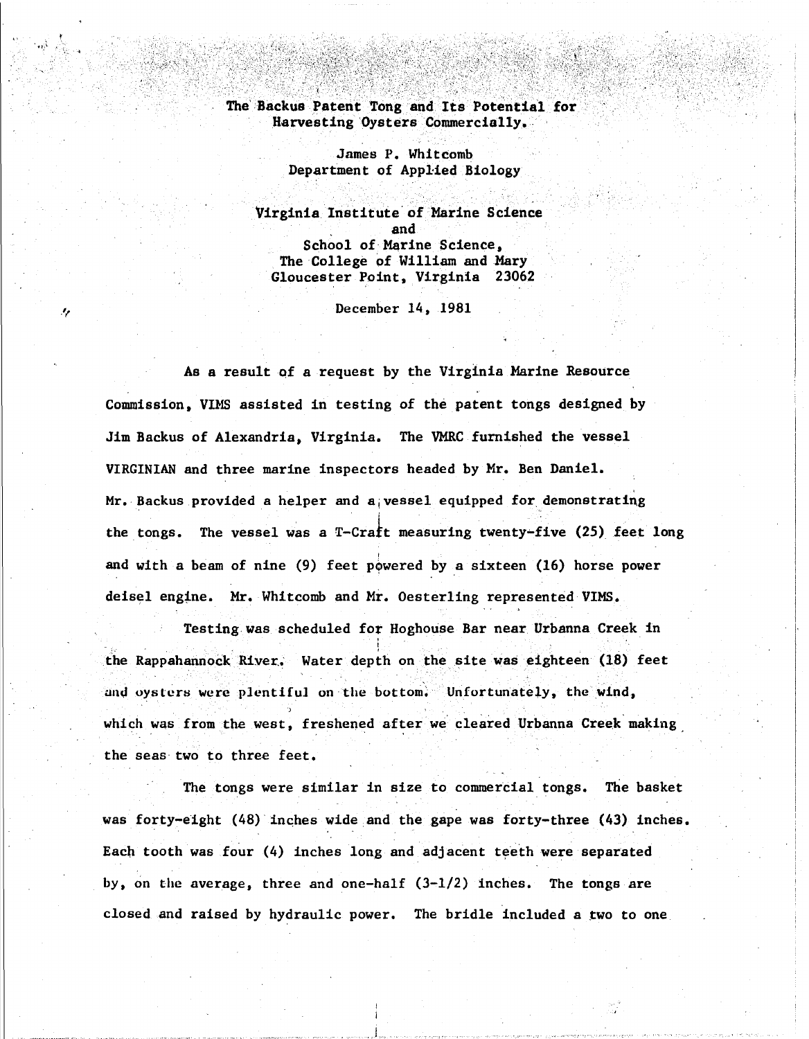# The Backus Patent Tong and Its Potential for Harvesting Oysters Commercially.

James P. Whitcomb
Department of Applied Biology

Virginia Institute of Marine Science
and
School of Marine Science,
The College of William and Mary
Gloucester Point, Virginia 23062

December 14, 1981

As a result of a request by the Virginia Marine Resource Commission, VIMS assisted in testing of the patent tongs designed by Jim Backus of Alexandria, Virginia. The VMRC furnished the vessel VIRGINIAN and three marine inspectors headed by Mr. Ben Daniel. Mr. Backus provided a helper and a vessel equipped for demonstrating the tongs. The vessel was a T-Craft measuring twenty-five (25) feet long and with a beam of nine (9) feet powered by a sixteen (16) horse power deisel engine. Mr. Whitcomb and Mr. Oesterling represented VIMS.

Testing was scheduled for Hoghouse Bar near Urbanna Creek in the Rappahannock River. Water depth on the site was eighteen (18) feet and oysters were plentiful on the bottom. Unfortunately, the wind, which was from the west, freshened after we cleared Urbanna Creek making the seas two to three feet.

The tongs were similar in size to commercial tongs. The basket was forty-eight (48) inches wide and the gape was forty-three (43) inches. Each tooth was four (4) inches long and adjacent teeth were separated by, on the average, three and one-half (3-1/2) inches. The tongs are closed and raised by hydraulic power. The bridle included a two to one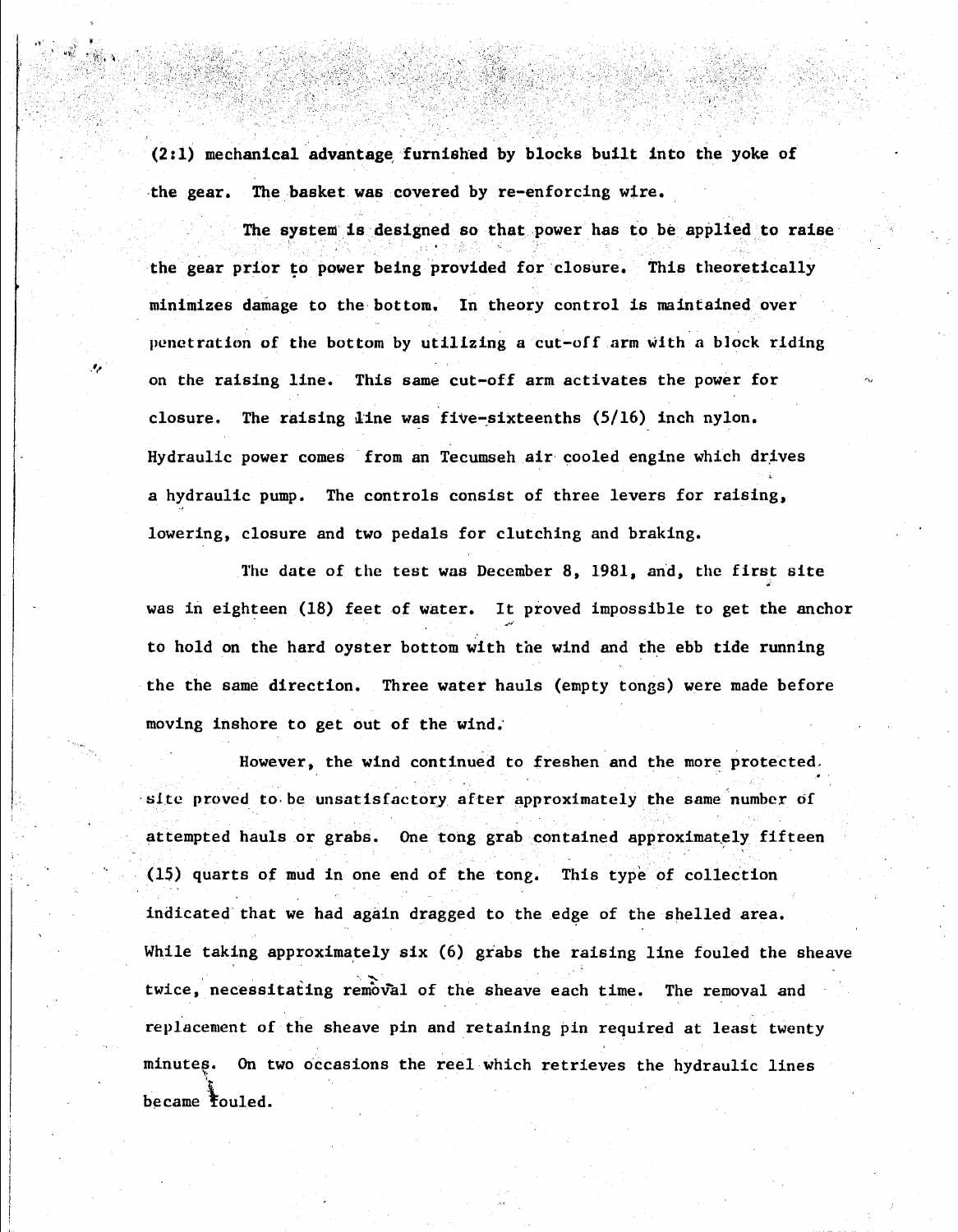(2:1) mechanical advantage furnished by blocks built into the yoke of the gear. The basket was covered by re-enforcing wire.

The system is designed so that power has to be applied to raise the gear prior to power being provided for closure. This theoretically minimizes damage to the bottom. In theory control is maintained over penetration of the bottom by utilizing a cut-off arm with a block riding on the raising line. This same cut-off arm activates the power for closure. The raising line was five-sixteenths (5/16) inch nylon. Hydraulic power comes from an Tecumseh air cooled engine which drives a hydraulic pump. The controls consist of three levers for raising, lowering, closure and two pedals for clutching and braking.

The date of the test was December 8, 1981, and, the first site was in eighteen (18) feet of water. It proved impossible to get the anchor to hold on the hard oyster bottom with the wind and the ebb tide running the the same direction. Three water hauls (empty tongs) were made before moving inshore to get out of the wind.

However, the wind continued to freshen and the more protected site proved to be unsatisfactory after approximately the same number of attempted hauls or grabs. One tong grab contained approximately fifteen (15) quarts of mud in one end of the tong. This type of collection indicated that we had again dragged to the edge of the shelled area. While taking approximately six (6) grabs the raising line fouled the sheave twice, necessitating removal of the sheave each time. The removal and replacement of the sheave pin and retaining pin required at least twenty minutes. On two occasions the reel which retrieves the hydraulic lines became fouled.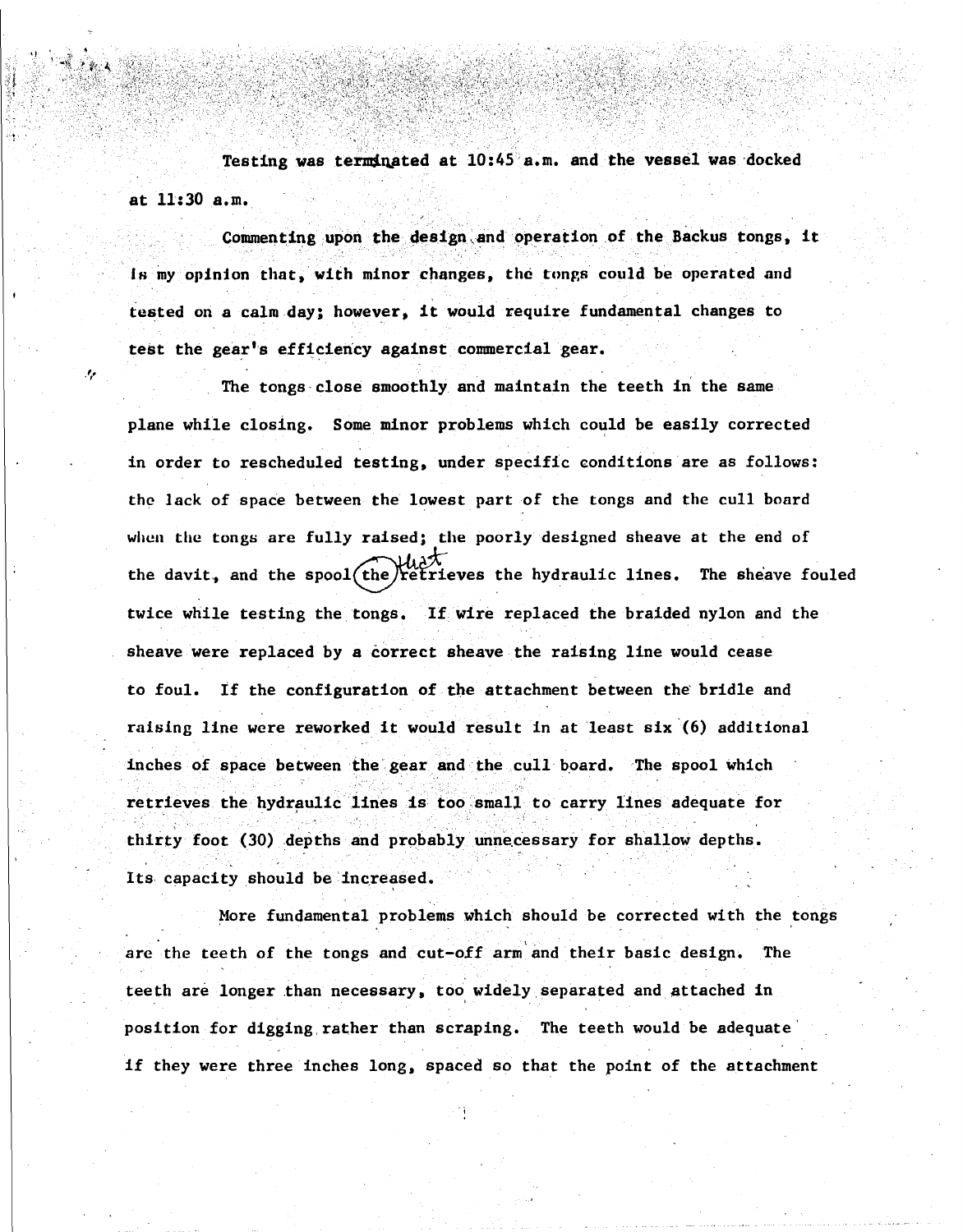Testing was terminated at 10:45 a.m. and the vessel was docked at 11:30 a.m.

Commenting upon the design and operation of the Backus tongs, it is my opinion that, with minor changes, the tongs could be operated and tested on a calm day; however, it would require fundamental changes to test the gear's efficiency against commercial gear.

The tongs close smoothly and maintain the teeth in the same plane while closing. Some minor problems which could be easily corrected in order to rescheduled testing, under specific conditions are as follows: the lack of space between the lowest part of the tongs and the cull board when the tongs are fully raised; the poorly designed sheave at the end of the davit, and the spool the retrieves the hydraulic lines. The sheave fouled twice while testing the tongs. If wire replaced the braided nylon and the sheave were replaced by a correct sheave the raising line would cease to foul. If the configuration of the attachment between the bridle and raising line were reworked it would result in at least six (6) additional inches of space between the gear and the cull board. The spool which retrieves the hydraulic lines is too small to carry lines adequate for thirty foot (30) depths and probably unnecessary for shallow depths. Its capacity should be increased.

More fundamental problems which should be corrected with the tongs are the teeth of the tongs and cut-off arm and their basic design. The teeth are longer than necessary, too widely separated and attached in position for digging rather than scraping. The teeth would be adequate if they were three inches long, spaced so that the point of the attachment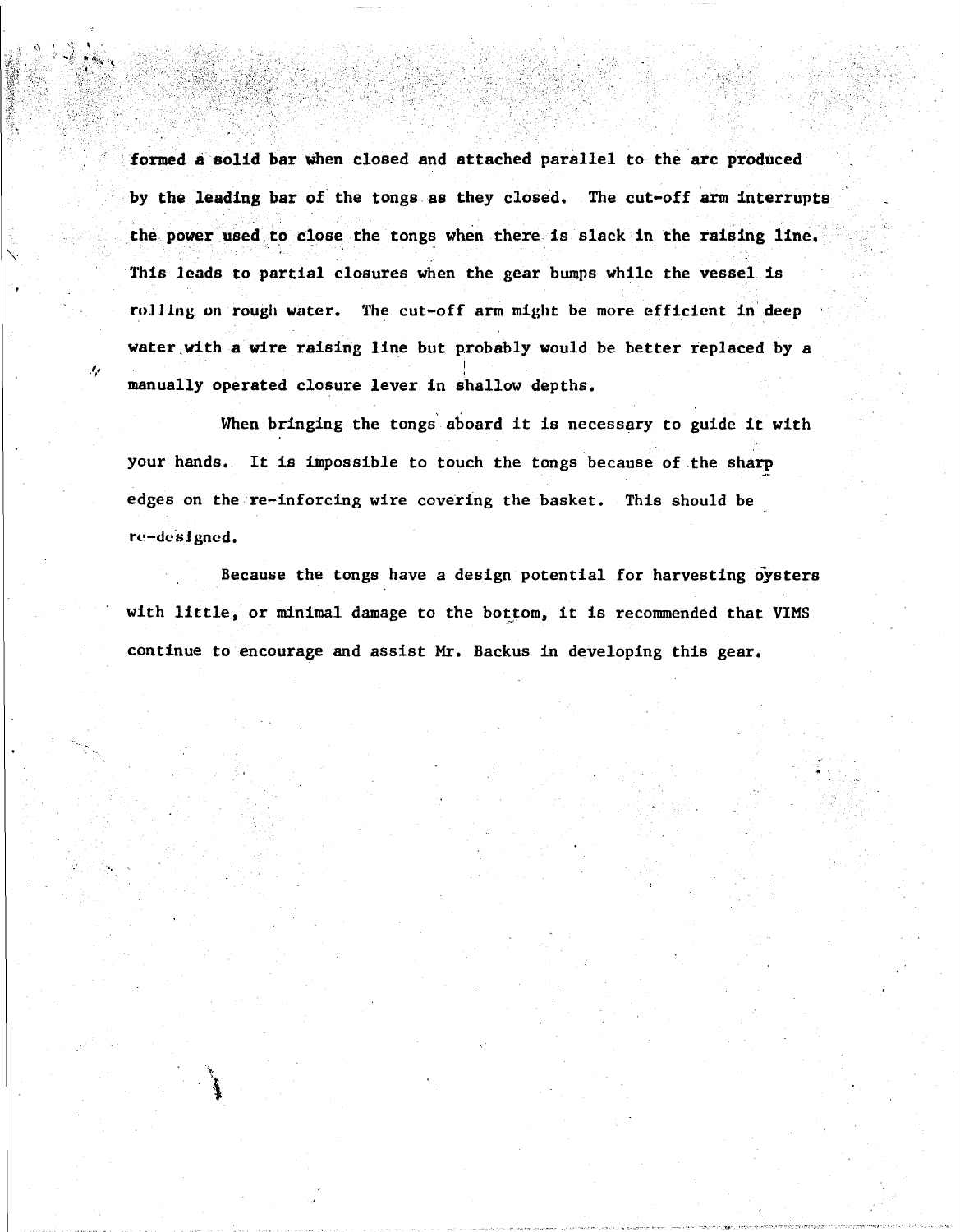formed a solid bar when closed and attached parallel to the arc produced by the leading bar of the tongs as they closed. The cut-off arm interrupts the power used to close the tongs when there is slack in the raising line. This leads to partial closures when the gear bumps while the vessel is rolling on rough water. The cut-off arm might be more efficient in deep water with a wire raising line but probably would be better replaced by a manually operated closure lever in shallow depths.

When bringing the tongs aboard it is necessary to guide it with your hands. It is impossible to touch the tongs because of the sharp edges on the re-inforcing wire covering the basket. This should be re-designed.

Because the tongs have a design potential for harvesting oysters with little, or minimal damage to the bottom, it is recommended that VIMS continue to encourage and assist Mr. Backus in developing this gear.